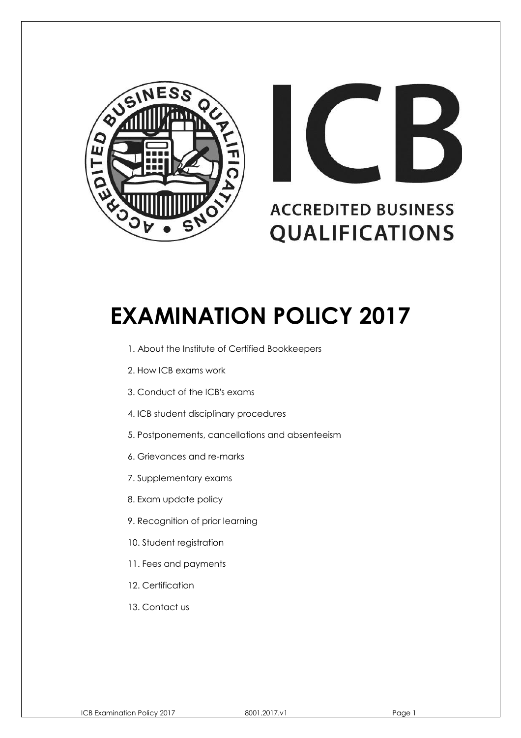ICB

ACCREDITED BUSINESS QUALIFICATIONS

# EXAMINATION POLICY 2017

1. About the Institute of Certified Bookkeepers
2. How ICB exams work
3. Conduct of the ICB's exams
4. ICB student disciplinary procedures
5. Postponements, cancellations and absenteeism
6. Grievances and re-marks
7. Supplementary exams
8. Exam update policy
9. Recognition of prior learning
10. Student registration
11. Fees and payments
12. Certification
13. Contact us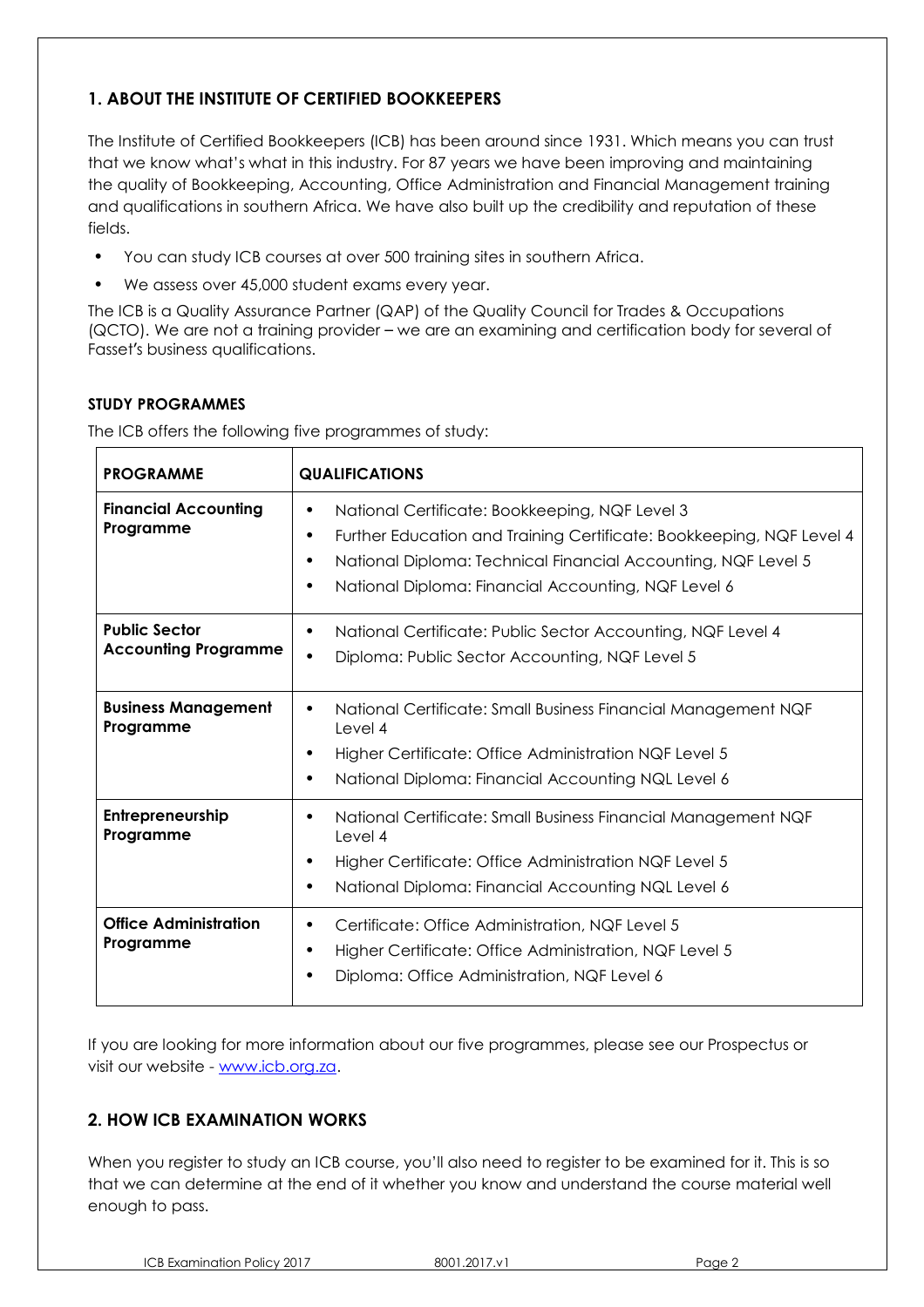## 1. ABOUT THE INSTITUTE OF CERTIFIED BOOKKEEPERS

The Institute of Certified Bookkeepers (ICB) has been around since 1931. Which means you can trust that we know what's what in this industry. For 87 years we have been improving and maintaining the quality of Bookkeeping, Accounting, Office Administration and Financial Management training and qualifications in southern Africa. We have also built up the credibility and reputation of these fields.

- You can study ICB courses at over 500 training sites in southern Africa.
- We assess over 45,000 student exams every year.

The ICB is a Quality Assurance Partner (QAP) of the Quality Council for Trades & Occupations (QCTO). We are not a training provider – we are an examining and certification body for several of Fasset's business qualifications.

### STUDY PROGRAMMES

The ICB offers the following five programmes of study:

| PROGRAMME | QUALIFICATIONS |
|---|---|
| **Financial Accounting Programme** | • National Certificate: Bookkeeping, NQF Level 3<br>• Further Education and Training Certificate: Bookkeeping, NQF Level 4<br>• National Diploma: Technical Financial Accounting, NQF Level 5<br>• National Diploma: Financial Accounting, NQF Level 6 |
| **Public Sector Accounting Programme** | • National Certificate: Public Sector Accounting, NQF Level 4<br>• Diploma: Public Sector Accounting, NQF Level 5 |
| **Business Management Programme** | • National Certificate: Small Business Financial Management NQF Level 4<br>• Higher Certificate: Office Administration NQF Level 5<br>• National Diploma: Financial Accounting NQL Level 6 |
| **Entrepreneurship Programme** | • National Certificate: Small Business Financial Management NQF Level 4<br>• Higher Certificate: Office Administration NQF Level 5<br>• National Diploma: Financial Accounting NQL Level 6 |
| **Office Administration Programme** | • Certificate: Office Administration, NQF Level 5<br>• Higher Certificate: Office Administration, NQF Level 5<br>• Diploma: Office Administration, NQF Level 6 |

If you are looking for more information about our five programmes, please see our Prospectus or visit our website - www.icb.org.za.

## 2. HOW ICB EXAMINATION WORKS

When you register to study an ICB course, you'll also need to register to be examined for it. This is so that we can determine at the end of it whether you know and understand the course material well enough to pass.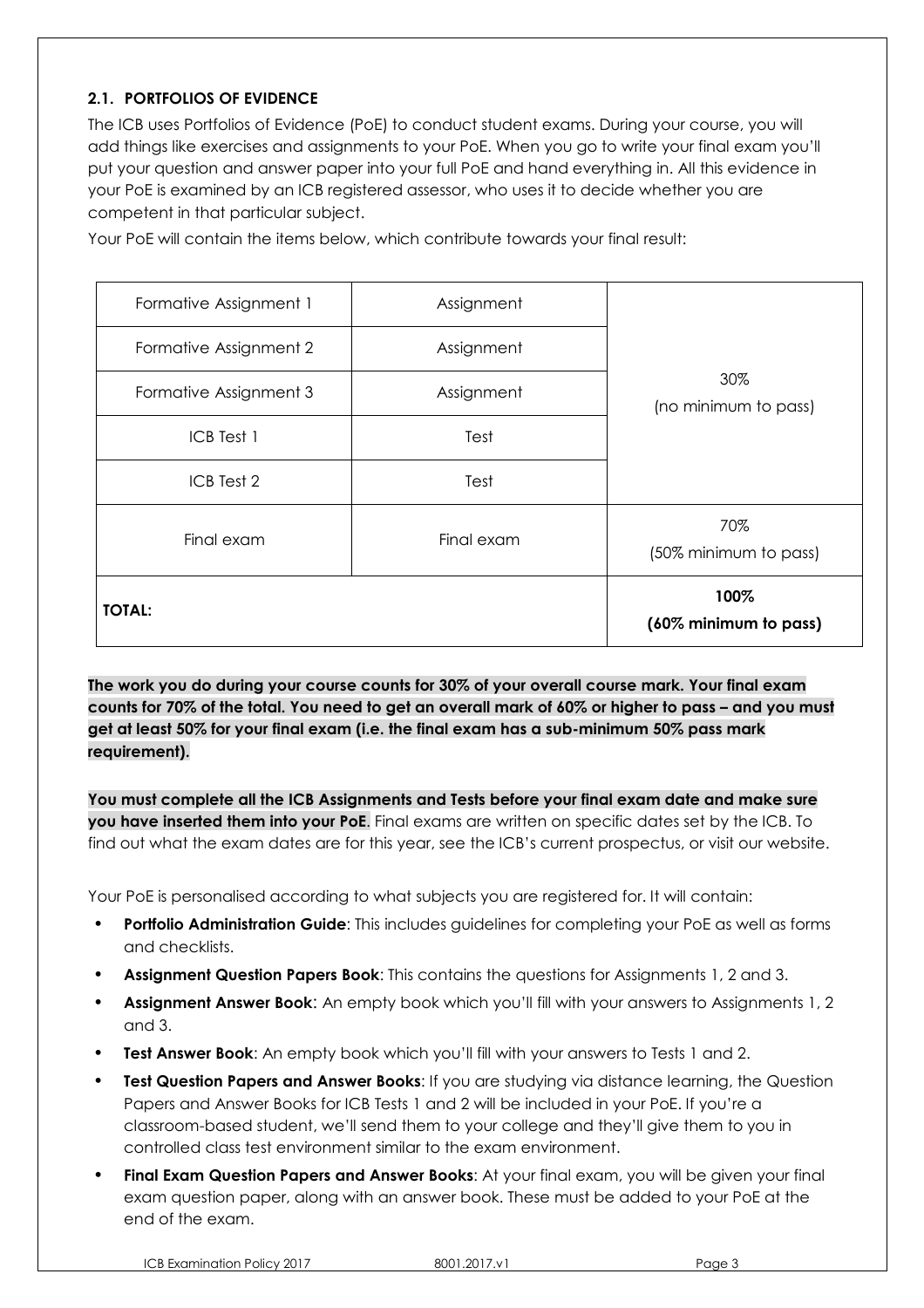### 2.1. PORTFOLIOS OF EVIDENCE

The ICB uses Portfolios of Evidence (PoE) to conduct student exams. During your course, you will add things like exercises and assignments to your PoE. When you go to write your final exam you'll put your question and answer paper into your full PoE and hand everything in. All this evidence in your PoE is examined by an ICB registered assessor, who uses it to decide whether you are competent in that particular subject.

Your PoE will contain the items below, which contribute towards your final result:

| | | |
|---|---|---|
| Formative Assignment 1 | Assignment | 30% (no minimum to pass) |
| Formative Assignment 2 | Assignment | |
| Formative Assignment 3 | Assignment | |
| ICB Test 1 | Test | |
| ICB Test 2 | Test | |
| Final exam | Final exam | 70% (50% minimum to pass) |
| **TOTAL:** | | **100% (60% minimum to pass)** |

**The work you do during your course counts for 30% of your overall course mark. Your final exam counts for 70% of the total. You need to get an overall mark of 60% or higher to pass – and you must get at least 50% for your final exam (i.e. the final exam has a sub-minimum 50% pass mark requirement).**

**You must complete all the ICB Assignments and Tests before your final exam date and make sure you have inserted them into your PoE.** Final exams are written on specific dates set by the ICB. To find out what the exam dates are for this year, see the ICB's current prospectus, or visit our website.

Your PoE is personalised according to what subjects you are registered for. It will contain:

- **Portfolio Administration Guide**: This includes guidelines for completing your PoE as well as forms and checklists.
- **Assignment Question Papers Book**: This contains the questions for Assignments 1, 2 and 3.
- **Assignment Answer Book**: An empty book which you'll fill with your answers to Assignments 1, 2 and 3.
- **Test Answer Book**: An empty book which you'll fill with your answers to Tests 1 and 2.
- **Test Question Papers and Answer Books**: If you are studying via distance learning, the Question Papers and Answer Books for ICB Tests 1 and 2 will be included in your PoE. If you're a classroom-based student, we'll send them to your college and they'll give them to you in controlled class test environment similar to the exam environment.
- **Final Exam Question Papers and Answer Books**: At your final exam, you will be given your final exam question paper, along with an answer book. These must be added to your PoE at the end of the exam.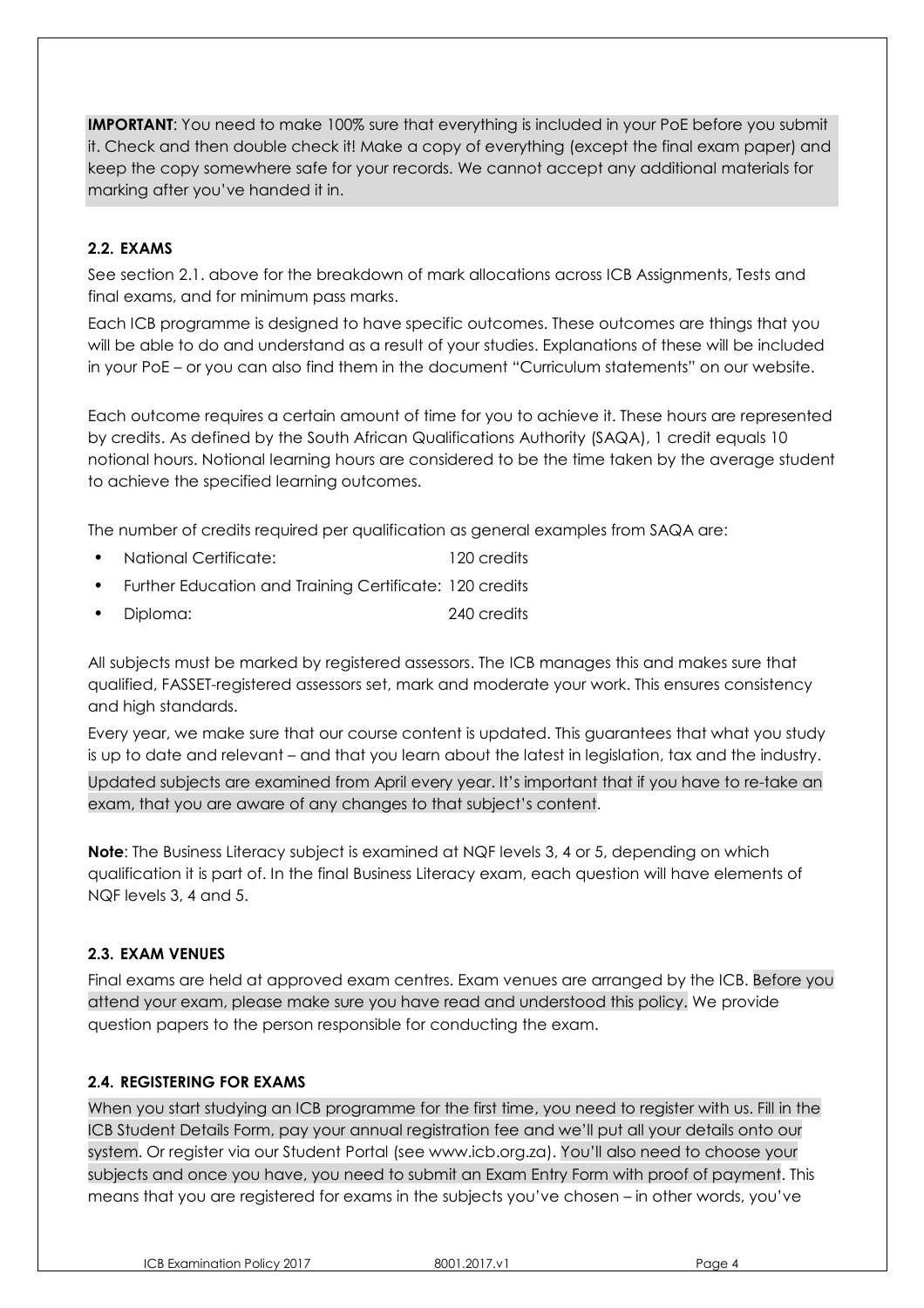**IMPORTANT**: You need to make 100% sure that everything is included in your PoE before you submit it. Check and then double check it! Make a copy of everything (except the final exam paper) and keep the copy somewhere safe for your records. We cannot accept any additional materials for marking after you've handed it in.

### 2.2. EXAMS

See section 2.1. above for the breakdown of mark allocations across ICB Assignments, Tests and final exams, and for minimum pass marks.

Each ICB programme is designed to have specific outcomes. These outcomes are things that you will be able to do and understand as a result of your studies. Explanations of these will be included in your PoE – or you can also find them in the document "Curriculum statements" on our website.

Each outcome requires a certain amount of time for you to achieve it. These hours are represented by credits. As defined by the South African Qualifications Authority (SAQA), 1 credit equals 10 notional hours. Notional learning hours are considered to be the time taken by the average student to achieve the specified learning outcomes.

The number of credits required per qualification as general examples from SAQA are:

- National Certificate: 120 credits
- Further Education and Training Certificate: 120 credits
- Diploma: 240 credits

All subjects must be marked by registered assessors. The ICB manages this and makes sure that qualified, FASSET-registered assessors set, mark and moderate your work. This ensures consistency and high standards.

Every year, we make sure that our course content is updated. This guarantees that what you study is up to date and relevant – and that you learn about the latest in legislation, tax and the industry.

Updated subjects are examined from April every year. It's important that if you have to re-take an exam, that you are aware of any changes to that subject's content.

**Note**: The Business Literacy subject is examined at NQF levels 3, 4 or 5, depending on which qualification it is part of. In the final Business Literacy exam, each question will have elements of NQF levels 3, 4 and 5.

### 2.3. EXAM VENUES

Final exams are held at approved exam centres. Exam venues are arranged by the ICB. Before you attend your exam, please make sure you have read and understood this policy. We provide question papers to the person responsible for conducting the exam.

### 2.4. REGISTERING FOR EXAMS

When you start studying an ICB programme for the first time, you need to register with us. Fill in the ICB Student Details Form, pay your annual registration fee and we'll put all your details onto our system. Or register via our Student Portal (see www.icb.org.za). You'll also need to choose your subjects and once you have, you need to submit an Exam Entry Form with proof of payment. This means that you are registered for exams in the subjects you've chosen – in other words, you've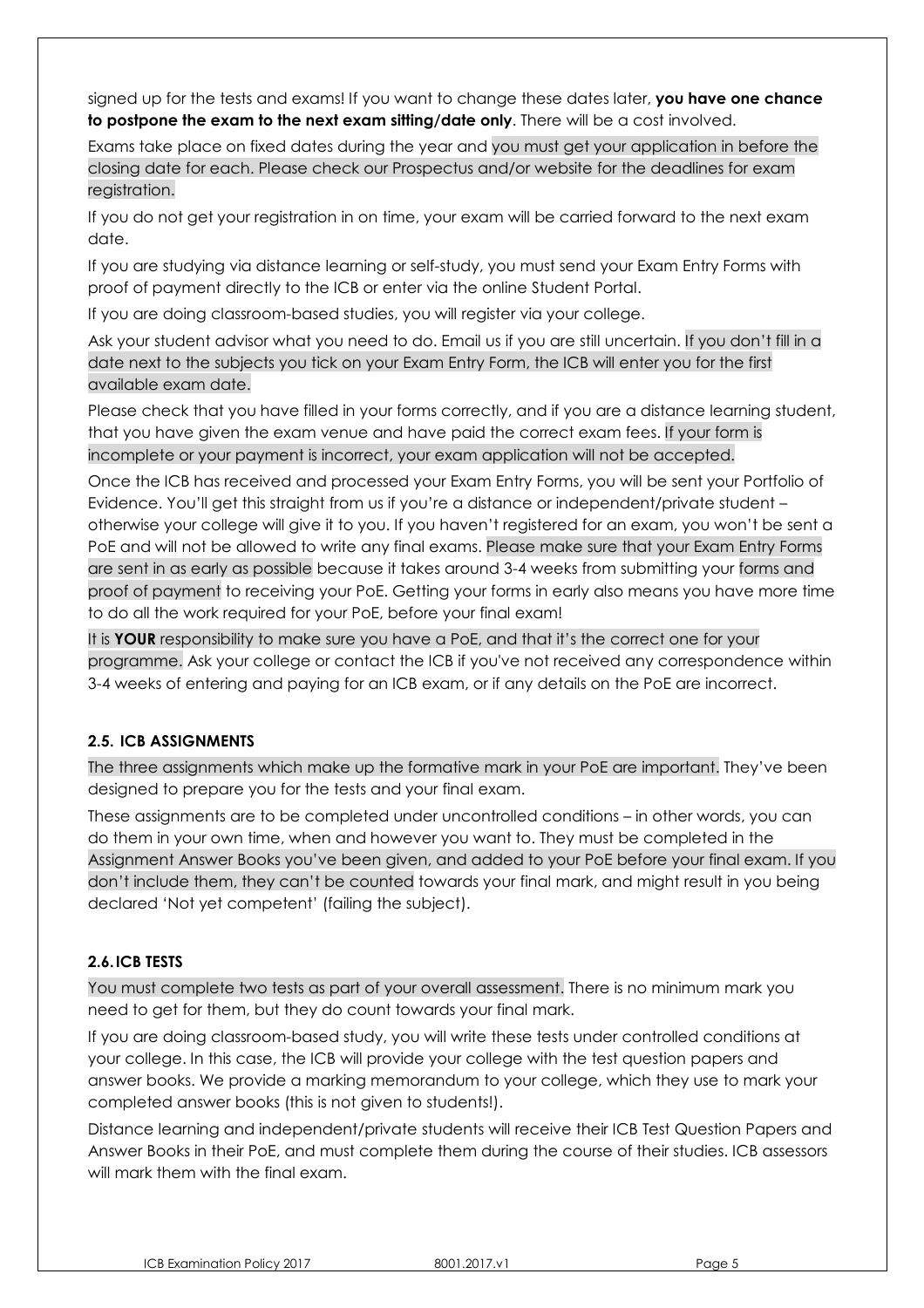signed up for the tests and exams! If you want to change these dates later, **you have one chance to postpone the exam to the next exam sitting/date only**. There will be a cost involved.

Exams take place on fixed dates during the year and you must get your application in before the closing date for each. Please check our Prospectus and/or website for the deadlines for exam registration.

If you do not get your registration in on time, your exam will be carried forward to the next exam date.

If you are studying via distance learning or self-study, you must send your Exam Entry Forms with proof of payment directly to the ICB or enter via the online Student Portal.

If you are doing classroom-based studies, you will register via your college.

Ask your student advisor what you need to do. Email us if you are still uncertain. If you don't fill in a date next to the subjects you tick on your Exam Entry Form, the ICB will enter you for the first available exam date.

Please check that you have filled in your forms correctly, and if you are a distance learning student, that you have given the exam venue and have paid the correct exam fees. If your form is incomplete or your payment is incorrect, your exam application will not be accepted.

Once the ICB has received and processed your Exam Entry Forms, you will be sent your Portfolio of Evidence. You'll get this straight from us if you're a distance or independent/private student – otherwise your college will give it to you. If you haven't registered for an exam, you won't be sent a PoE and will not be allowed to write any final exams. Please make sure that your Exam Entry Forms are sent in as early as possible because it takes around 3-4 weeks from submitting your forms and proof of payment to receiving your PoE. Getting your forms in early also means you have more time to do all the work required for your PoE, before your final exam!

It is **YOUR** responsibility to make sure you have a PoE, and that it's the correct one for your programme. Ask your college or contact the ICB if you've not received any correspondence within 3-4 weeks of entering and paying for an ICB exam, or if any details on the PoE are incorrect.

### 2.5. ICB ASSIGNMENTS

The three assignments which make up the formative mark in your PoE are important. They've been designed to prepare you for the tests and your final exam.

These assignments are to be completed under uncontrolled conditions – in other words, you can do them in your own time, when and however you want to. They must be completed in the Assignment Answer Books you've been given, and added to your PoE before your final exam. If you don't include them, they can't be counted towards your final mark, and might result in you being declared 'Not yet competent' (failing the subject).

### 2.6. ICB TESTS

You must complete two tests as part of your overall assessment. There is no minimum mark you need to get for them, but they do count towards your final mark.

If you are doing classroom-based study, you will write these tests under controlled conditions at your college. In this case, the ICB will provide your college with the test question papers and answer books. We provide a marking memorandum to your college, which they use to mark your completed answer books (this is not given to students!).

Distance learning and independent/private students will receive their ICB Test Question Papers and Answer Books in their PoE, and must complete them during the course of their studies. ICB assessors will mark them with the final exam.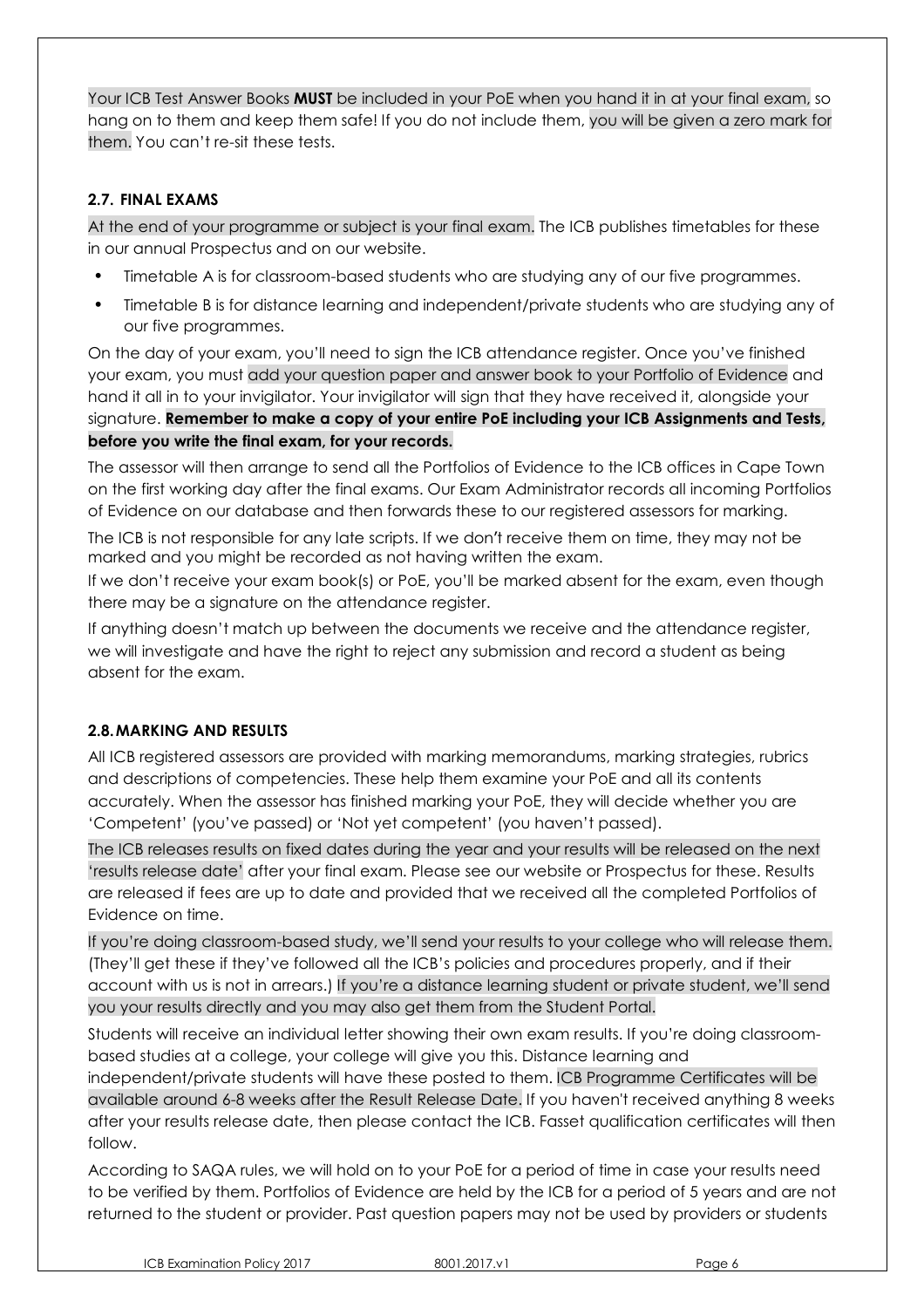Your ICB Test Answer Books **MUST** be included in your PoE when you hand it in at your final exam, so hang on to them and keep them safe! If you do not include them, you will be given a zero mark for them. You can't re-sit these tests.

### 2.7. FINAL EXAMS

At the end of your programme or subject is your final exam. The ICB publishes timetables for these in our annual Prospectus and on our website.

- Timetable A is for classroom-based students who are studying any of our five programmes.
- Timetable B is for distance learning and independent/private students who are studying any of our five programmes.

On the day of your exam, you'll need to sign the ICB attendance register. Once you've finished your exam, you must add your question paper and answer book to your Portfolio of Evidence and hand it all in to your invigilator. Your invigilator will sign that they have received it, alongside your signature. **Remember to make a copy of your entire PoE including your ICB Assignments and Tests, before you write the final exam, for your records.**

The assessor will then arrange to send all the Portfolios of Evidence to the ICB offices in Cape Town on the first working day after the final exams. Our Exam Administrator records all incoming Portfolios of Evidence on our database and then forwards these to our registered assessors for marking.

The ICB is not responsible for any late scripts. If we don't receive them on time, they may not be marked and you might be recorded as not having written the exam.

If we don't receive your exam book(s) or PoE, you'll be marked absent for the exam, even though there may be a signature on the attendance register.

If anything doesn't match up between the documents we receive and the attendance register, we will investigate and have the right to reject any submission and record a student as being absent for the exam.

### 2.8. MARKING AND RESULTS

All ICB registered assessors are provided with marking memorandums, marking strategies, rubrics and descriptions of competencies. These help them examine your PoE and all its contents accurately. When the assessor has finished marking your PoE, they will decide whether you are 'Competent' (you've passed) or 'Not yet competent' (you haven't passed).

The ICB releases results on fixed dates during the year and your results will be released on the next 'results release date' after your final exam. Please see our website or Prospectus for these. Results are released if fees are up to date and provided that we received all the completed Portfolios of Evidence on time.

If you're doing classroom-based study, we'll send your results to your college who will release them. (They'll get these if they've followed all the ICB's policies and procedures properly, and if their account with us is not in arrears.) If you're a distance learning student or private student, we'll send you your results directly and you may also get them from the Student Portal.

Students will receive an individual letter showing their own exam results. If you're doing classroom-based studies at a college, your college will give you this. Distance learning and independent/private students will have these posted to them. ICB Programme Certificates will be available around 6-8 weeks after the Result Release Date. If you haven't received anything 8 weeks after your results release date, then please contact the ICB. Fasset qualification certificates will then follow.

According to SAQA rules, we will hold on to your PoE for a period of time in case your results need to be verified by them. Portfolios of Evidence are held by the ICB for a period of 5 years and are not returned to the student or provider. Past question papers may not be used by providers or students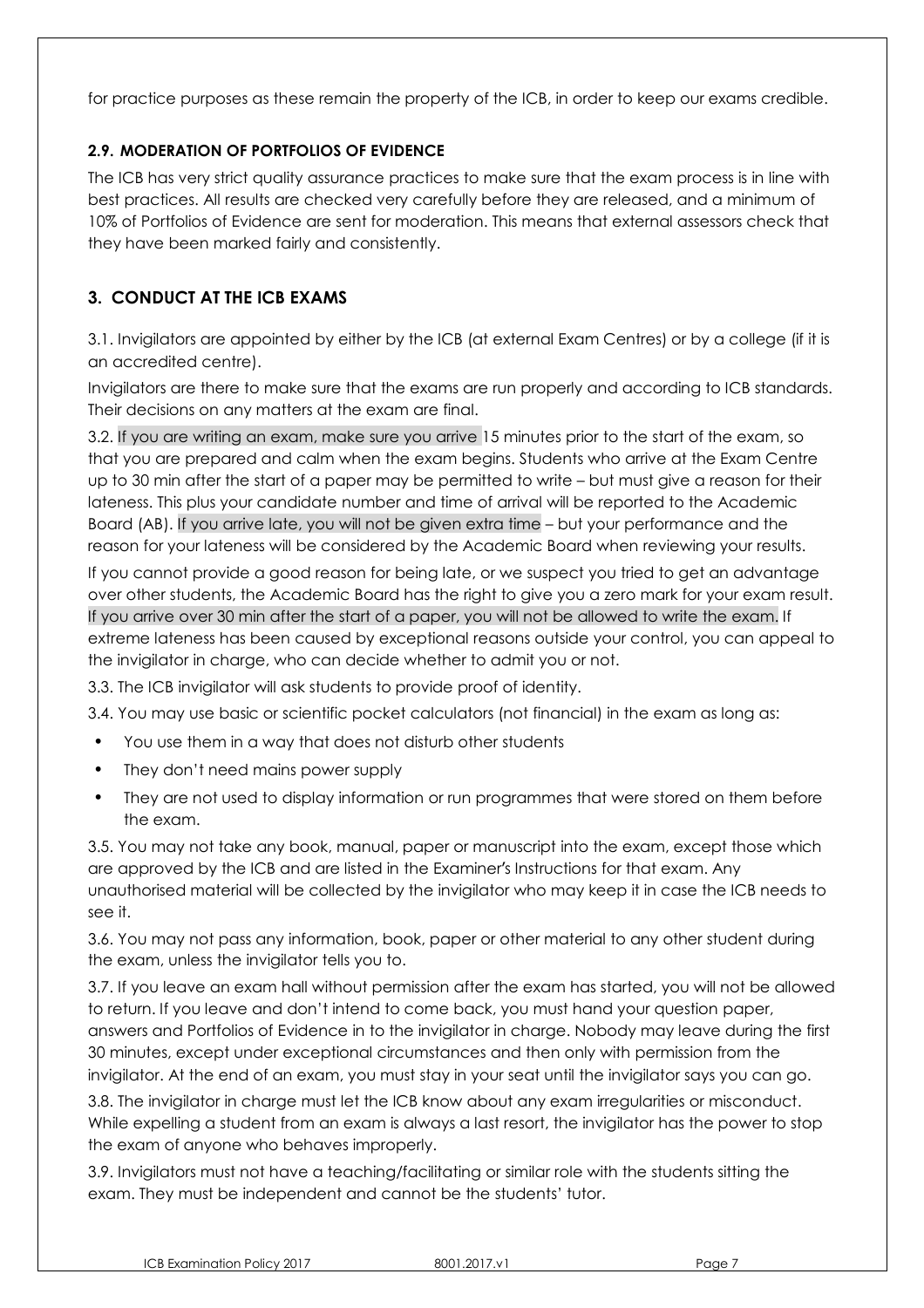for practice purposes as these remain the property of the ICB, in order to keep our exams credible.

### 2.9. MODERATION OF PORTFOLIOS OF EVIDENCE

The ICB has very strict quality assurance practices to make sure that the exam process is in line with best practices. All results are checked very carefully before they are released, and a minimum of 10% of Portfolios of Evidence are sent for moderation. This means that external assessors check that they have been marked fairly and consistently.

## 3. CONDUCT AT THE ICB EXAMS

3.1. Invigilators are appointed by either by the ICB (at external Exam Centres) or by a college (if it is an accredited centre).

Invigilators are there to make sure that the exams are run properly and according to ICB standards. Their decisions on any matters at the exam are final.

3.2. If you are writing an exam, make sure you arrive 15 minutes prior to the start of the exam, so that you are prepared and calm when the exam begins. Students who arrive at the Exam Centre up to 30 min after the start of a paper may be permitted to write – but must give a reason for their lateness. This plus your candidate number and time of arrival will be reported to the Academic Board (AB). If you arrive late, you will not be given extra time – but your performance and the reason for your lateness will be considered by the Academic Board when reviewing your results.

If you cannot provide a good reason for being late, or we suspect you tried to get an advantage over other students, the Academic Board has the right to give you a zero mark for your exam result. If you arrive over 30 min after the start of a paper, you will not be allowed to write the exam. If extreme lateness has been caused by exceptional reasons outside your control, you can appeal to the invigilator in charge, who can decide whether to admit you or not.

3.3. The ICB invigilator will ask students to provide proof of identity.

3.4. You may use basic or scientific pocket calculators (not financial) in the exam as long as:

- You use them in a way that does not disturb other students
- They don't need mains power supply
- They are not used to display information or run programmes that were stored on them before the exam.

3.5. You may not take any book, manual, paper or manuscript into the exam, except those which are approved by the ICB and are listed in the Examiner's Instructions for that exam. Any unauthorised material will be collected by the invigilator who may keep it in case the ICB needs to see it.

3.6. You may not pass any information, book, paper or other material to any other student during the exam, unless the invigilator tells you to.

3.7. If you leave an exam hall without permission after the exam has started, you will not be allowed to return. If you leave and don't intend to come back, you must hand your question paper, answers and Portfolios of Evidence in to the invigilator in charge. Nobody may leave during the first 30 minutes, except under exceptional circumstances and then only with permission from the invigilator. At the end of an exam, you must stay in your seat until the invigilator says you can go.

3.8. The invigilator in charge must let the ICB know about any exam irregularities or misconduct. While expelling a student from an exam is always a last resort, the invigilator has the power to stop the exam of anyone who behaves improperly.

3.9. Invigilators must not have a teaching/facilitating or similar role with the students sitting the exam. They must be independent and cannot be the students' tutor.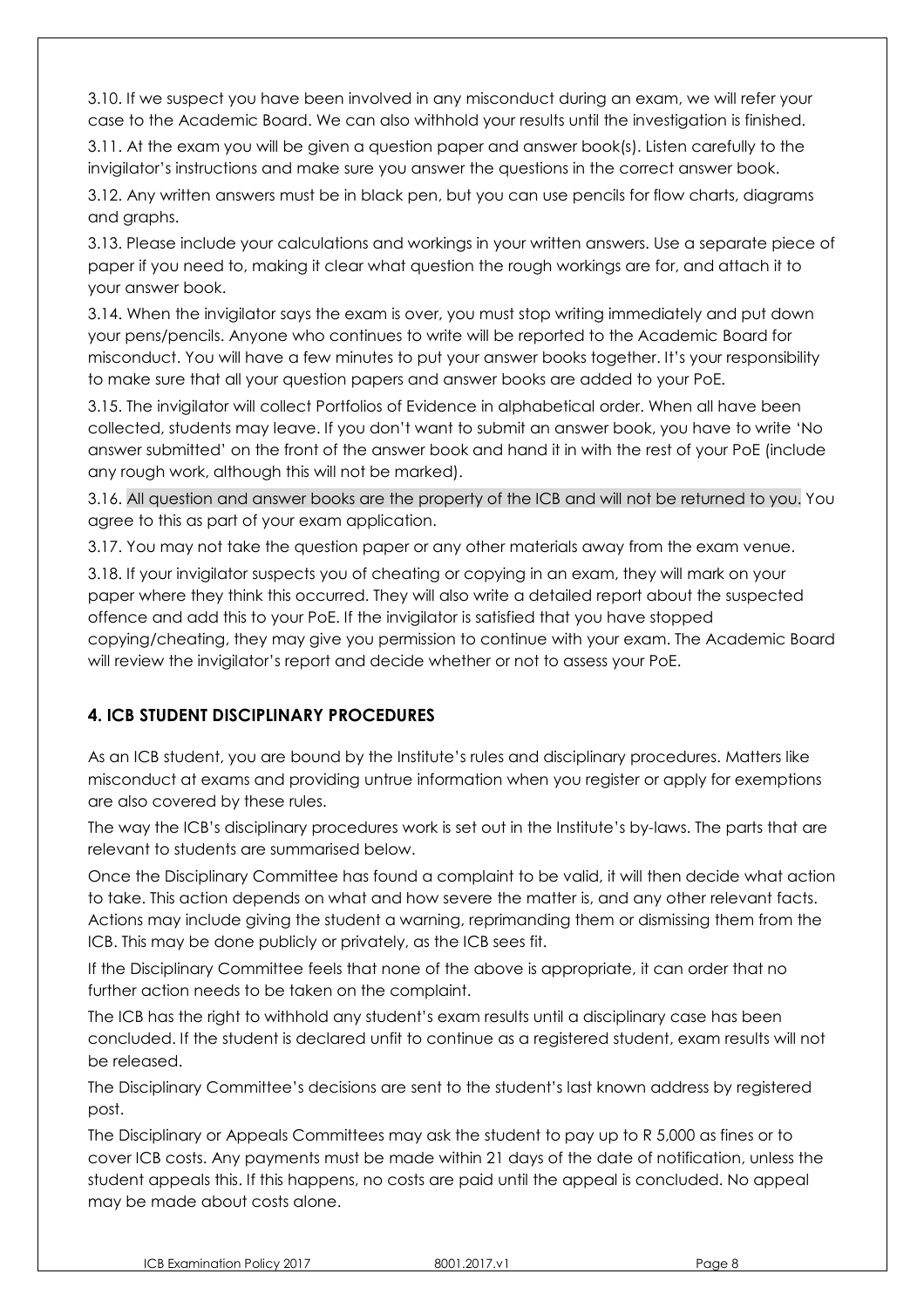3.10. If we suspect you have been involved in any misconduct during an exam, we will refer your case to the Academic Board. We can also withhold your results until the investigation is finished.

3.11. At the exam you will be given a question paper and answer book(s). Listen carefully to the invigilator's instructions and make sure you answer the questions in the correct answer book.

3.12. Any written answers must be in black pen, but you can use pencils for flow charts, diagrams and graphs.

3.13. Please include your calculations and workings in your written answers. Use a separate piece of paper if you need to, making it clear what question the rough workings are for, and attach it to your answer book.

3.14. When the invigilator says the exam is over, you must stop writing immediately and put down your pens/pencils. Anyone who continues to write will be reported to the Academic Board for misconduct. You will have a few minutes to put your answer books together. It's your responsibility to make sure that all your question papers and answer books are added to your PoE.

3.15. The invigilator will collect Portfolios of Evidence in alphabetical order. When all have been collected, students may leave. If you don't want to submit an answer book, you have to write 'No answer submitted' on the front of the answer book and hand it in with the rest of your PoE (include any rough work, although this will not be marked).

3.16. All question and answer books are the property of the ICB and will not be returned to you. You agree to this as part of your exam application.

3.17. You may not take the question paper or any other materials away from the exam venue.

3.18. If your invigilator suspects you of cheating or copying in an exam, they will mark on your paper where they think this occurred. They will also write a detailed report about the suspected offence and add this to your PoE. If the invigilator is satisfied that you have stopped copying/cheating, they may give you permission to continue with your exam. The Academic Board will review the invigilator's report and decide whether or not to assess your PoE.

## 4. ICB STUDENT DISCIPLINARY PROCEDURES

As an ICB student, you are bound by the Institute's rules and disciplinary procedures. Matters like misconduct at exams and providing untrue information when you register or apply for exemptions are also covered by these rules.

The way the ICB's disciplinary procedures work is set out in the Institute's by-laws. The parts that are relevant to students are summarised below.

Once the Disciplinary Committee has found a complaint to be valid, it will then decide what action to take. This action depends on what and how severe the matter is, and any other relevant facts. Actions may include giving the student a warning, reprimanding them or dismissing them from the ICB. This may be done publicly or privately, as the ICB sees fit.

If the Disciplinary Committee feels that none of the above is appropriate, it can order that no further action needs to be taken on the complaint.

The ICB has the right to withhold any student's exam results until a disciplinary case has been concluded. If the student is declared unfit to continue as a registered student, exam results will not be released.

The Disciplinary Committee's decisions are sent to the student's last known address by registered post.

The Disciplinary or Appeals Committees may ask the student to pay up to R 5,000 as fines or to cover ICB costs. Any payments must be made within 21 days of the date of notification, unless the student appeals this. If this happens, no costs are paid until the appeal is concluded. No appeal may be made about costs alone.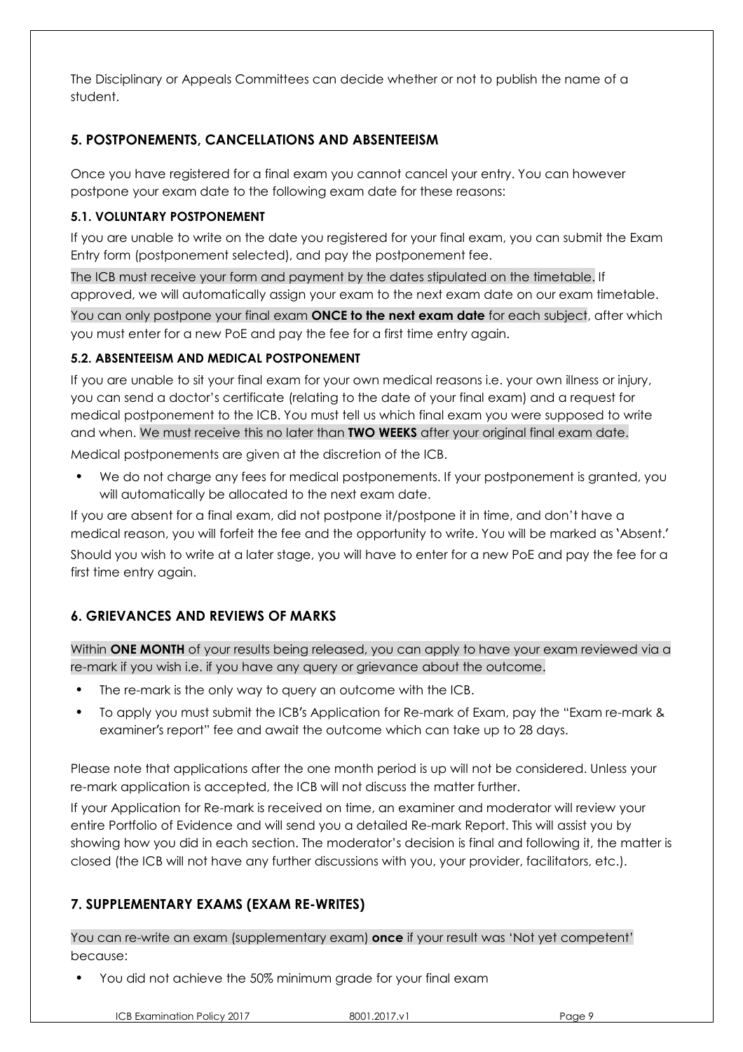The Disciplinary or Appeals Committees can decide whether or not to publish the name of a student.

## 5. POSTPONEMENTS, CANCELLATIONS AND ABSENTEEISM

Once you have registered for a final exam you cannot cancel your entry. You can however postpone your exam date to the following exam date for these reasons:

### 5.1. VOLUNTARY POSTPONEMENT

If you are unable to write on the date you registered for your final exam, you can submit the Exam Entry form (postponement selected), and pay the postponement fee.

The ICB must receive your form and payment by the dates stipulated on the timetable. If approved, we will automatically assign your exam to the next exam date on our exam timetable.

You can only postpone your final exam **ONCE to the next exam date** for each subject, after which you must enter for a new PoE and pay the fee for a first time entry again.

### 5.2. ABSENTEEISM AND MEDICAL POSTPONEMENT

If you are unable to sit your final exam for your own medical reasons i.e. your own illness or injury, you can send a doctor's certificate (relating to the date of your final exam) and a request for medical postponement to the ICB. You must tell us which final exam you were supposed to write and when. We must receive this no later than **TWO WEEKS** after your original final exam date.

Medical postponements are given at the discretion of the ICB.

- We do not charge any fees for medical postponements. If your postponement is granted, you will automatically be allocated to the next exam date.

If you are absent for a final exam, did not postpone it/postpone it in time, and don't have a medical reason, you will forfeit the fee and the opportunity to write. You will be marked as 'Absent.'

Should you wish to write at a later stage, you will have to enter for a new PoE and pay the fee for a first time entry again.

## 6. GRIEVANCES AND REVIEWS OF MARKS

Within **ONE MONTH** of your results being released, you can apply to have your exam reviewed via a re-mark if you wish i.e. if you have any query or grievance about the outcome.

- The re-mark is the only way to query an outcome with the ICB.
- To apply you must submit the ICB's Application for Re-mark of Exam, pay the "Exam re-mark & examiner's report" fee and await the outcome which can take up to 28 days.

Please note that applications after the one month period is up will not be considered. Unless your re-mark application is accepted, the ICB will not discuss the matter further.

If your Application for Re-mark is received on time, an examiner and moderator will review your entire Portfolio of Evidence and will send you a detailed Re-mark Report. This will assist you by showing how you did in each section. The moderator's decision is final and following it, the matter is closed (the ICB will not have any further discussions with you, your provider, facilitators, etc.).

## 7. SUPPLEMENTARY EXAMS (EXAM RE-WRITES)

You can re-write an exam (supplementary exam) **once** if your result was 'Not yet competent' because:

- You did not achieve the 50% minimum grade for your final exam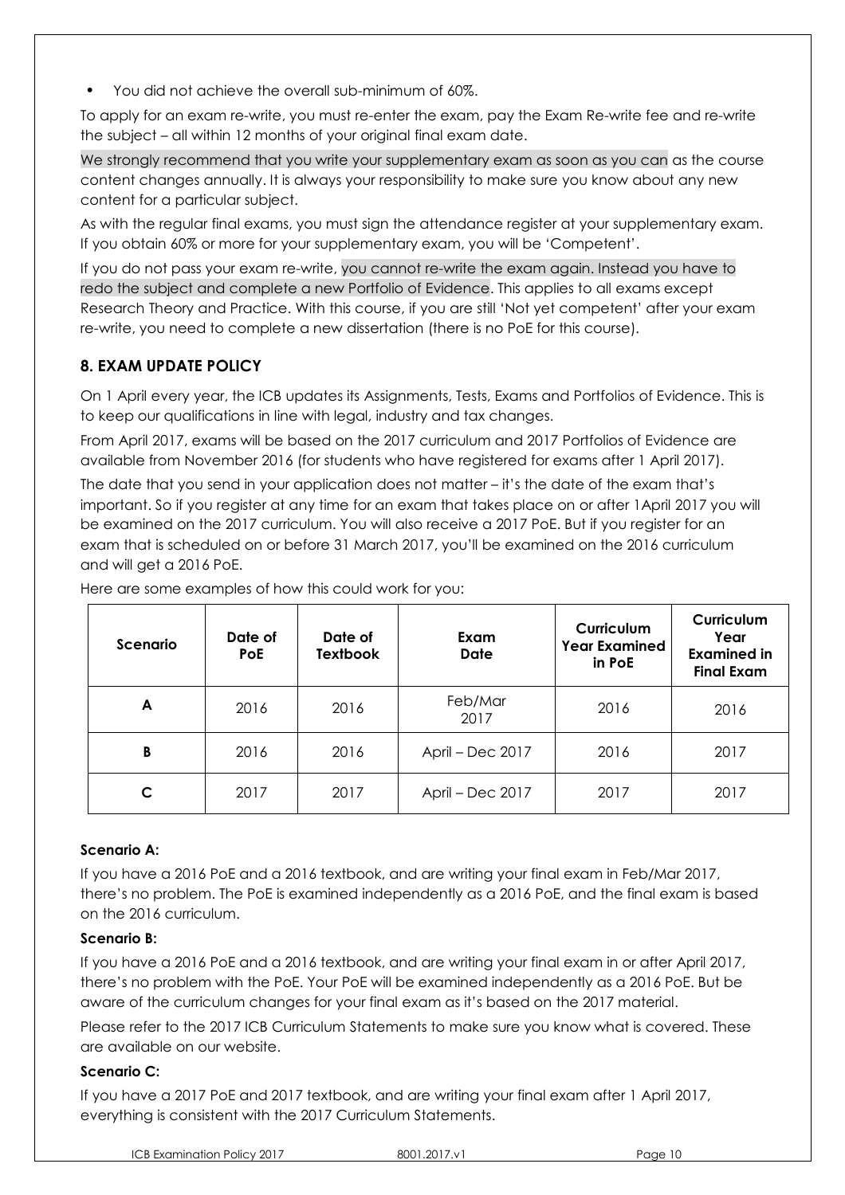- You did not achieve the overall sub-minimum of 60%.

To apply for an exam re-write, you must re-enter the exam, pay the Exam Re-write fee and re-write the subject – all within 12 months of your original final exam date.

We strongly recommend that you write your supplementary exam as soon as you can as the course content changes annually. It is always your responsibility to make sure you know about any new content for a particular subject.

As with the regular final exams, you must sign the attendance register at your supplementary exam. If you obtain 60% or more for your supplementary exam, you will be 'Competent'.

If you do not pass your exam re-write, you cannot re-write the exam again. Instead you have to redo the subject and complete a new Portfolio of Evidence. This applies to all exams except Research Theory and Practice. With this course, if you are still 'Not yet competent' after your exam re-write, you need to complete a new dissertation (there is no PoE for this course).

## 8. EXAM UPDATE POLICY

On 1 April every year, the ICB updates its Assignments, Tests, Exams and Portfolios of Evidence. This is to keep our qualifications in line with legal, industry and tax changes.

From April 2017, exams will be based on the 2017 curriculum and 2017 Portfolios of Evidence are available from November 2016 (for students who have registered for exams after 1 April 2017).

The date that you send in your application does not matter – it's the date of the exam that's important. So if you register at any time for an exam that takes place on or after 1April 2017 you will be examined on the 2017 curriculum. You will also receive a 2017 PoE. But if you register for an exam that is scheduled on or before 31 March 2017, you'll be examined on the 2016 curriculum and will get a 2016 PoE.

Here are some examples of how this could work for you:

| Scenario | Date of PoE | Date of Textbook | Exam Date | Curriculum Year Examined in PoE | Curriculum Year Examined in Final Exam |
|---|---|---|---|---|---|
| A | 2016 | 2016 | Feb/Mar 2017 | 2016 | 2016 |
| B | 2016 | 2016 | April – Dec 2017 | 2016 | 2017 |
| C | 2017 | 2017 | April – Dec 2017 | 2017 | 2017 |

**Scenario A:**

If you have a 2016 PoE and a 2016 textbook, and are writing your final exam in Feb/Mar 2017, there's no problem. The PoE is examined independently as a 2016 PoE, and the final exam is based on the 2016 curriculum.

**Scenario B:**

If you have a 2016 PoE and a 2016 textbook, and are writing your final exam in or after April 2017, there's no problem with the PoE. Your PoE will be examined independently as a 2016 PoE. But be aware of the curriculum changes for your final exam as it's based on the 2017 material.

Please refer to the 2017 ICB Curriculum Statements to make sure you know what is covered. These are available on our website.

**Scenario C:**

If you have a 2017 PoE and 2017 textbook, and are writing your final exam after 1 April 2017, everything is consistent with the 2017 Curriculum Statements.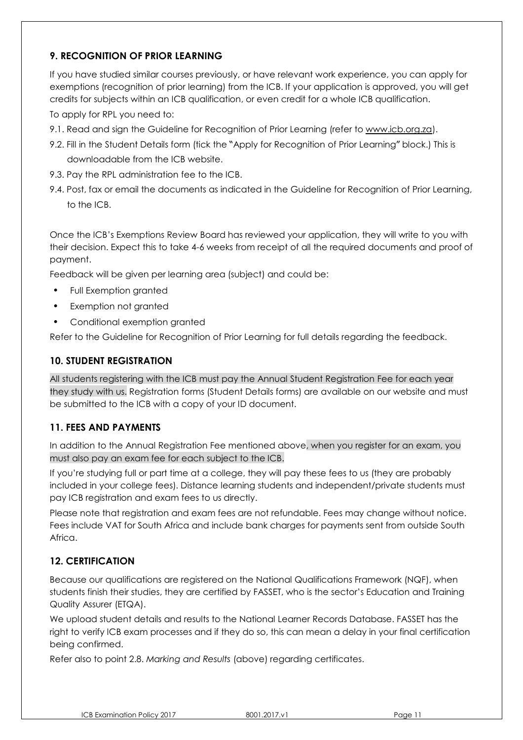## 9. RECOGNITION OF PRIOR LEARNING

If you have studied similar courses previously, or have relevant work experience, you can apply for exemptions (recognition of prior learning) from the ICB. If your application is approved, you will get credits for subjects within an ICB qualification, or even credit for a whole ICB qualification.

To apply for RPL you need to:

9.1. Read and sign the Guideline for Recognition of Prior Learning (refer to www.icb.org.za).

9.2. Fill in the Student Details form (tick the "Apply for Recognition of Prior Learning" block.) This is downloadable from the ICB website.

9.3. Pay the RPL administration fee to the ICB.

9.4. Post, fax or email the documents as indicated in the Guideline for Recognition of Prior Learning, to the ICB.

Once the ICB's Exemptions Review Board has reviewed your application, they will write to you with their decision. Expect this to take 4-6 weeks from receipt of all the required documents and proof of payment.

Feedback will be given per learning area (subject) and could be:

- Full Exemption granted
- Exemption not granted
- Conditional exemption granted

Refer to the Guideline for Recognition of Prior Learning for full details regarding the feedback.

## 10. STUDENT REGISTRATION

All students registering with the ICB must pay the Annual Student Registration Fee for each year they study with us. Registration forms (Student Details forms) are available on our website and must be submitted to the ICB with a copy of your ID document.

## 11. FEES AND PAYMENTS

In addition to the Annual Registration Fee mentioned above, when you register for an exam, you must also pay an exam fee for each subject to the ICB.

If you're studying full or part time at a college, they will pay these fees to us (they are probably included in your college fees). Distance learning students and independent/private students must pay ICB registration and exam fees to us directly.

Please note that registration and exam fees are not refundable. Fees may change without notice. Fees include VAT for South Africa and include bank charges for payments sent from outside South Africa.

## 12. CERTIFICATION

Because our qualifications are registered on the National Qualifications Framework (NQF), when students finish their studies, they are certified by FASSET, who is the sector's Education and Training Quality Assurer (ETQA).

We upload student details and results to the National Learner Records Database. FASSET has the right to verify ICB exam processes and if they do so, this can mean a delay in your final certification being confirmed.

Refer also to point 2.8. *Marking and Results* (above) regarding certificates.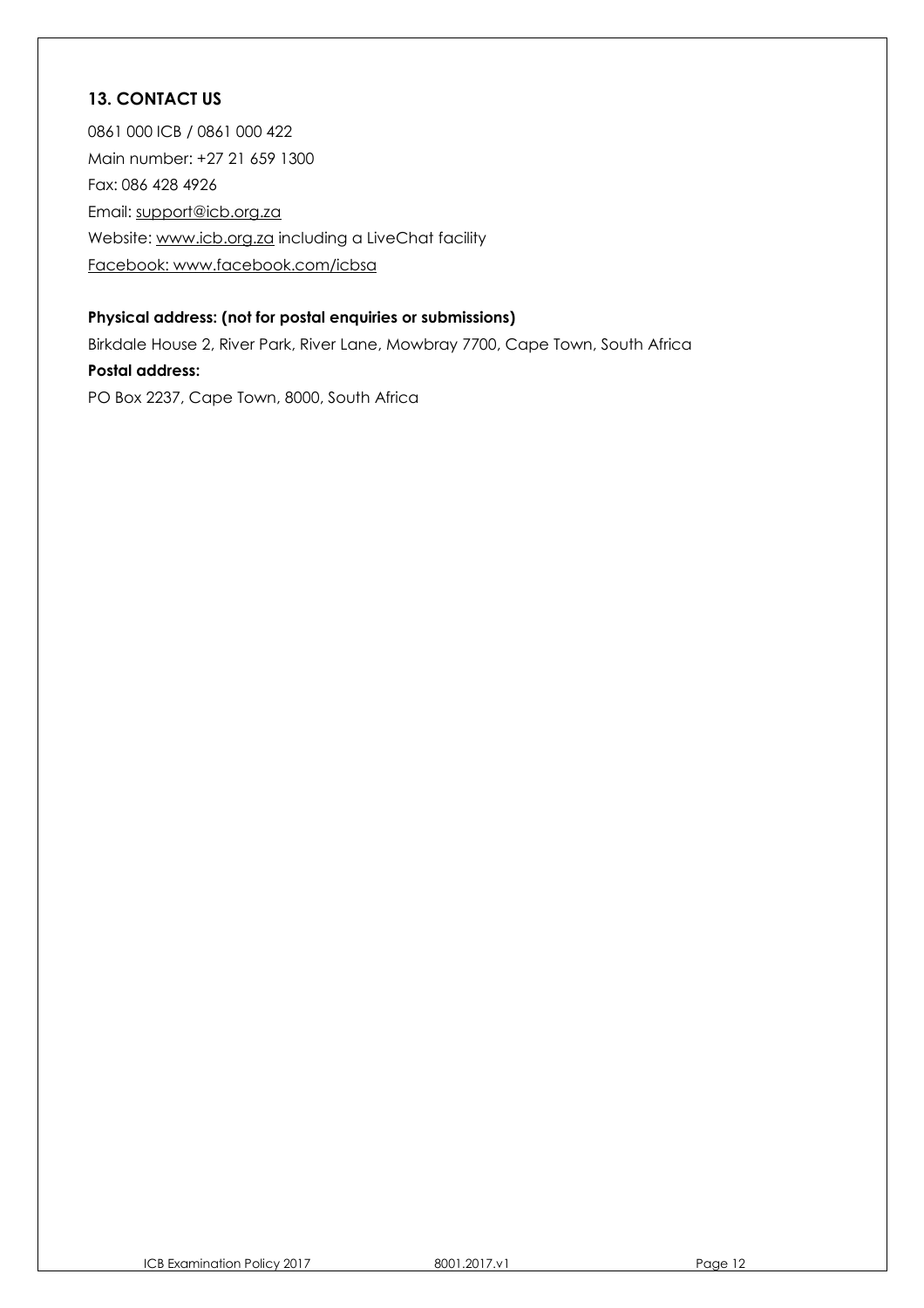## 13. CONTACT US

0861 000 ICB / 0861 000 422
Main number: +27 21 659 1300
Fax: 086 428 4926
Email: support@icb.org.za
Website: www.icb.org.za including a LiveChat facility
Facebook: www.facebook.com/icbsa

**Physical address: (not for postal enquiries or submissions)**

Birkdale House 2, River Park, River Lane, Mowbray 7700, Cape Town, South Africa

**Postal address:**

PO Box 2237, Cape Town, 8000, South Africa